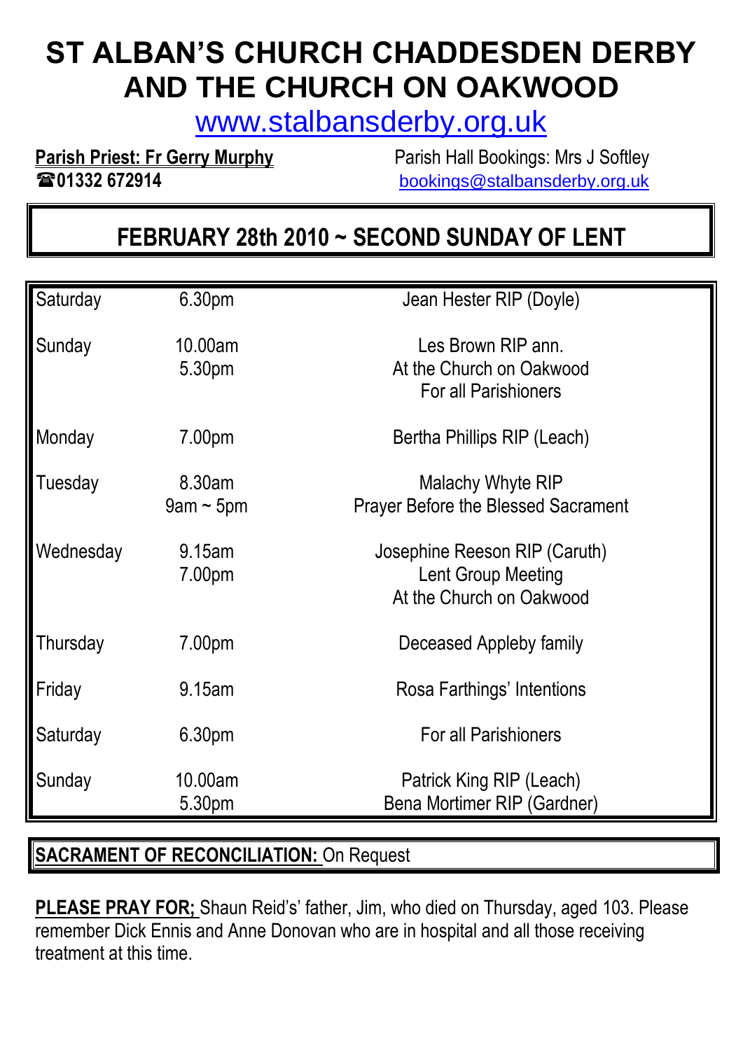# ST ALBAN'S CHURCH CHADDESDEN DERBY AND THE CHURCH ON OAKWOOD

www.stalbansderby.org.uk

**Parish Priest: Fr Gerry Murphy**
☎**01332 672914**

Parish Hall Bookings: Mrs J Softley
bookings@stalbansderby.org.uk

## FEBRUARY 28th 2010 ~ SECOND SUNDAY OF LENT

| | | |
|---|---|---|
| Saturday | 6.30pm | Jean Hester RIP (Doyle) |
| Sunday | 10.00am<br>5.30pm | Les Brown RIP ann.<br>At the Church on Oakwood<br>For all Parishioners |
| Monday | 7.00pm | Bertha Phillips RIP (Leach) |
| Tuesday | 8.30am<br>9am ~ 5pm | Malachy Whyte RIP<br>Prayer Before the Blessed Sacrament |
| Wednesday | 9.15am<br>7.00pm | Josephine Reeson RIP (Caruth)<br>Lent Group Meeting<br>At the Church on Oakwood |
| Thursday | 7.00pm | Deceased Appleby family |
| Friday | 9.15am | Rosa Farthings' Intentions |
| Saturday | 6.30pm | For all Parishioners |
| Sunday | 10.00am<br>5.30pm | Patrick King RIP (Leach)<br>Bena Mortimer RIP (Gardner) |

**SACRAMENT OF RECONCILIATION:** On Request

**PLEASE PRAY FOR;** Shaun Reid's' father, Jim, who died on Thursday, aged 103. Please remember Dick Ennis and Anne Donovan who are in hospital and all those receiving treatment at this time.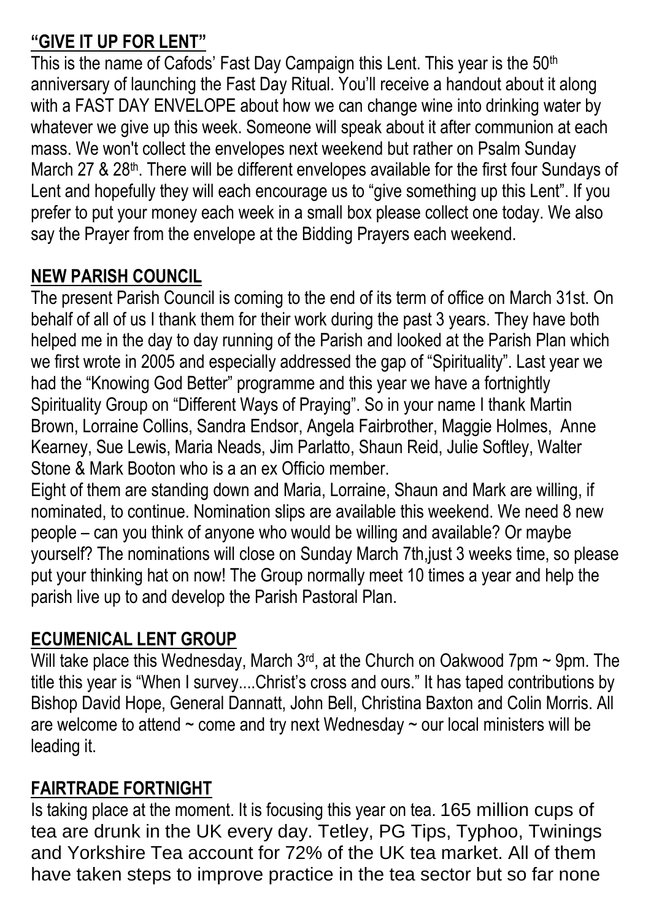## **"GIVE IT UP FOR LENT"**

This is the name of Cafods' Fast Day Campaign this Lent. This year is the 50th anniversary of launching the Fast Day Ritual. You'll receive a handout about it along with a FAST DAY ENVELOPE about how we can change wine into drinking water by whatever we give up this week. Someone will speak about it after communion at each mass. We won't collect the envelopes next weekend but rather on Psalm Sunday March 27 & 28th. There will be different envelopes available for the first four Sundays of Lent and hopefully they will each encourage us to "give something up this Lent". If you prefer to put your money each week in a small box please collect one today. We also say the Prayer from the envelope at the Bidding Prayers each weekend.

## **NEW PARISH COUNCIL**

The present Parish Council is coming to the end of its term of office on March 31st. On behalf of all of us I thank them for their work during the past 3 years. They have both helped me in the day to day running of the Parish and looked at the Parish Plan which we first wrote in 2005 and especially addressed the gap of "Spirituality". Last year we had the "Knowing God Better" programme and this year we have a fortnightly Spirituality Group on "Different Ways of Praying". So in your name I thank Martin Brown, Lorraine Collins, Sandra Endsor, Angela Fairbrother, Maggie Holmes, Anne Kearney, Sue Lewis, Maria Neads, Jim Parlatto, Shaun Reid, Julie Softley, Walter Stone & Mark Booton who is a an ex Officio member.

Eight of them are standing down and Maria, Lorraine, Shaun and Mark are willing, if nominated, to continue. Nomination slips are available this weekend. We need 8 new people – can you think of anyone who would be willing and available? Or maybe yourself? The nominations will close on Sunday March 7th,just 3 weeks time, so please put your thinking hat on now! The Group normally meet 10 times a year and help the parish live up to and develop the Parish Pastoral Plan.

## **ECUMENICAL LENT GROUP**

Will take place this Wednesday, March 3rd, at the Church on Oakwood 7pm ~ 9pm. The title this year is "When I survey....Christ's cross and ours." It has taped contributions by Bishop David Hope, General Dannatt, John Bell, Christina Baxton and Colin Morris. All are welcome to attend ~ come and try next Wednesday ~ our local ministers will be leading it.

## **FAIRTRADE FORTNIGHT**

Is taking place at the moment. It is focusing this year on tea. 165 million cups of tea are drunk in the UK every day. Tetley, PG Tips, Typhoo, Twinings and Yorkshire Tea account for 72% of the UK tea market. All of them have taken steps to improve practice in the tea sector but so far none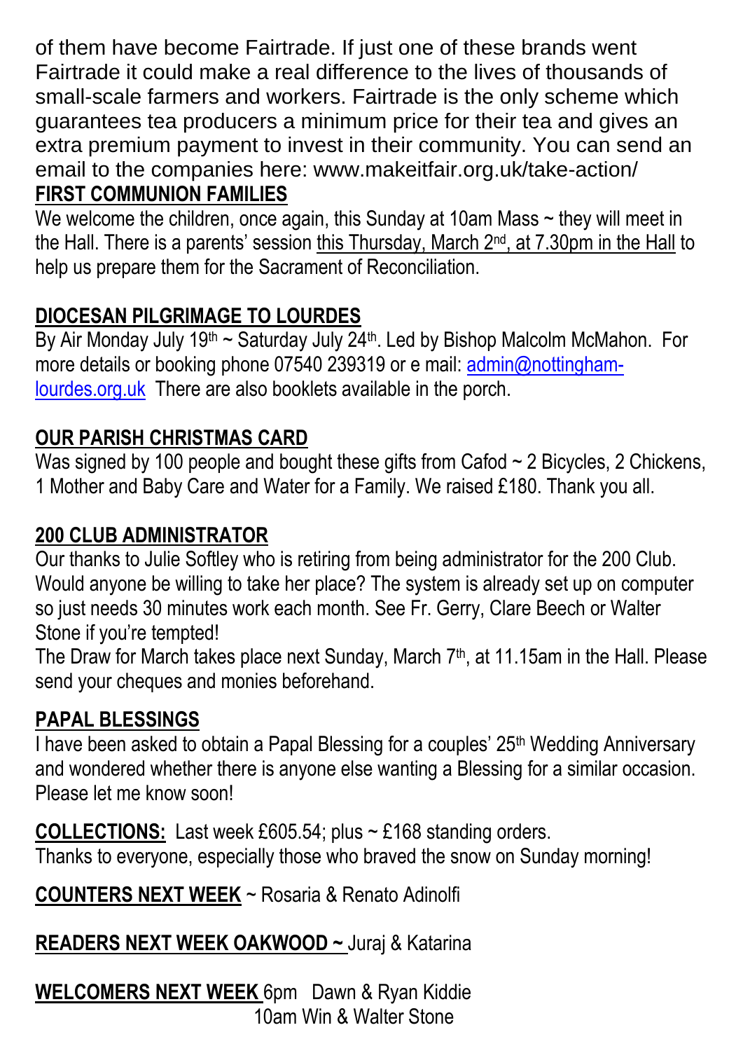of them have become Fairtrade. If just one of these brands went Fairtrade it could make a real difference to the lives of thousands of small-scale farmers and workers. Fairtrade is the only scheme which guarantees tea producers a minimum price for their tea and gives an extra premium payment to invest in their community. You can send an email to the companies here: www.makeitfair.org.uk/take-action/

**FIRST COMMUNION FAMILIES**

We welcome the children, once again, this Sunday at 10am Mass ~ they will meet in the Hall. There is a parents' session this Thursday, March 2nd, at 7.30pm in the Hall to help us prepare them for the Sacrament of Reconciliation.

**DIOCESAN PILGRIMAGE TO LOURDES**

By Air Monday July 19th ~ Saturday July 24th. Led by Bishop Malcolm McMahon. For more details or booking phone 07540 239319 or e mail: admin@nottingham-lourdes.org.uk There are also booklets available in the porch.

**OUR PARISH CHRISTMAS CARD**

Was signed by 100 people and bought these gifts from Cafod ~ 2 Bicycles, 2 Chickens, 1 Mother and Baby Care and Water for a Family. We raised £180. Thank you all.

**200 CLUB ADMINISTRATOR**

Our thanks to Julie Softley who is retiring from being administrator for the 200 Club. Would anyone be willing to take her place? The system is already set up on computer so just needs 30 minutes work each month. See Fr. Gerry, Clare Beech or Walter Stone if you're tempted!

The Draw for March takes place next Sunday, March 7th, at 11.15am in the Hall. Please send your cheques and monies beforehand.

**PAPAL BLESSINGS**

I have been asked to obtain a Papal Blessing for a couples' 25th Wedding Anniversary and wondered whether there is anyone else wanting a Blessing for a similar occasion. Please let me know soon!

**COLLECTIONS:** Last week £605.54; plus ~ £168 standing orders.
Thanks to everyone, especially those who braved the snow on Sunday morning!

**COUNTERS NEXT WEEK** ~ Rosaria & Renato Adinolfi

**READERS NEXT WEEK OAKWOOD ~** Juraj & Katarina

**WELCOMERS NEXT WEEK** 6pm Dawn & Ryan Kiddie
10am Win & Walter Stone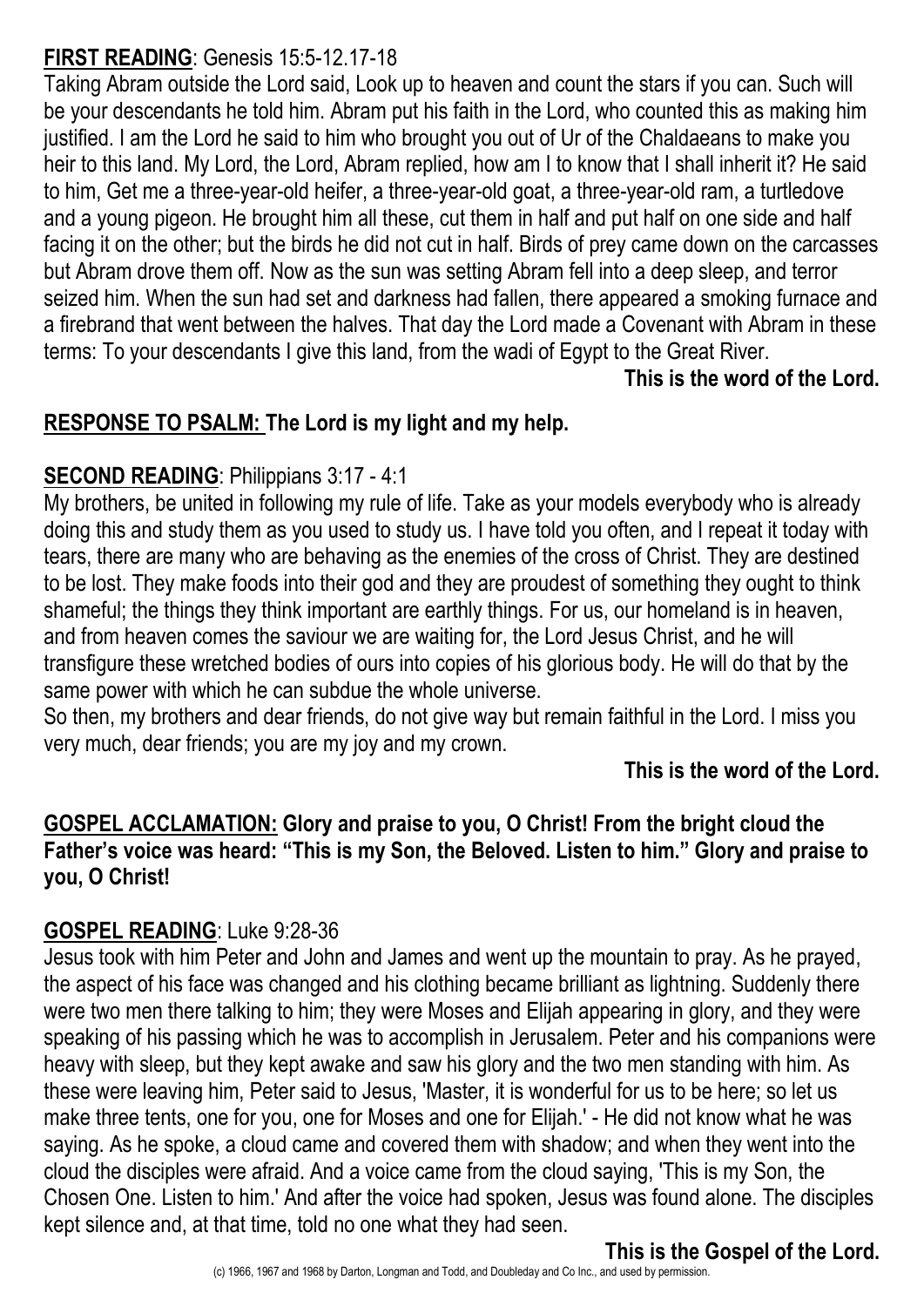**FIRST READING**: Genesis 15:5-12.17-18

Taking Abram outside the Lord said, Look up to heaven and count the stars if you can. Such will be your descendants he told him. Abram put his faith in the Lord, who counted this as making him justified. I am the Lord he said to him who brought you out of Ur of the Chaldaeans to make you heir to this land. My Lord, the Lord, Abram replied, how am I to know that I shall inherit it? He said to him, Get me a three-year-old heifer, a three-year-old goat, a three-year-old ram, a turtledove and a young pigeon. He brought him all these, cut them in half and put half on one side and half facing it on the other; but the birds he did not cut in half. Birds of prey came down on the carcasses but Abram drove them off. Now as the sun was setting Abram fell into a deep sleep, and terror seized him. When the sun had set and darkness had fallen, there appeared a smoking furnace and a firebrand that went between the halves. That day the Lord made a Covenant with Abram in these terms: To your descendants I give this land, from the wadi of Egypt to the Great River.

**This is the word of the Lord.**

**RESPONSE TO PSALM: The Lord is my light and my help.**

**SECOND READING**: Philippians 3:17 - 4:1

My brothers, be united in following my rule of life. Take as your models everybody who is already doing this and study them as you used to study us. I have told you often, and I repeat it today with tears, there are many who are behaving as the enemies of the cross of Christ. They are destined to be lost. They make foods into their god and they are proudest of something they ought to think shameful; the things they think important are earthly things. For us, our homeland is in heaven, and from heaven comes the saviour we are waiting for, the Lord Jesus Christ, and he will transfigure these wretched bodies of ours into copies of his glorious body. He will do that by the same power with which he can subdue the whole universe.

So then, my brothers and dear friends, do not give way but remain faithful in the Lord. I miss you very much, dear friends; you are my joy and my crown.

**This is the word of the Lord.**

**GOSPEL ACCLAMATION: Glory and praise to you, O Christ! From the bright cloud the Father's voice was heard: "This is my Son, the Beloved. Listen to him." Glory and praise to you, O Christ!**

**GOSPEL READING**: Luke 9:28-36

Jesus took with him Peter and John and James and went up the mountain to pray. As he prayed, the aspect of his face was changed and his clothing became brilliant as lightning. Suddenly there were two men there talking to him; they were Moses and Elijah appearing in glory, and they were speaking of his passing which he was to accomplish in Jerusalem. Peter and his companions were heavy with sleep, but they kept awake and saw his glory and the two men standing with him. As these were leaving him, Peter said to Jesus, 'Master, it is wonderful for us to be here; so let us make three tents, one for you, one for Moses and one for Elijah.' - He did not know what he was saying. As he spoke, a cloud came and covered them with shadow; and when they went into the cloud the disciples were afraid. And a voice came from the cloud saying, 'This is my Son, the Chosen One. Listen to him.' And after the voice had spoken, Jesus was found alone. The disciples kept silence and, at that time, told no one what they had seen.

**This is the Gospel of the Lord.**

(c) 1966, 1967 and 1968 by Darton, Longman and Todd, and Doubleday and Co Inc., and used by permission.